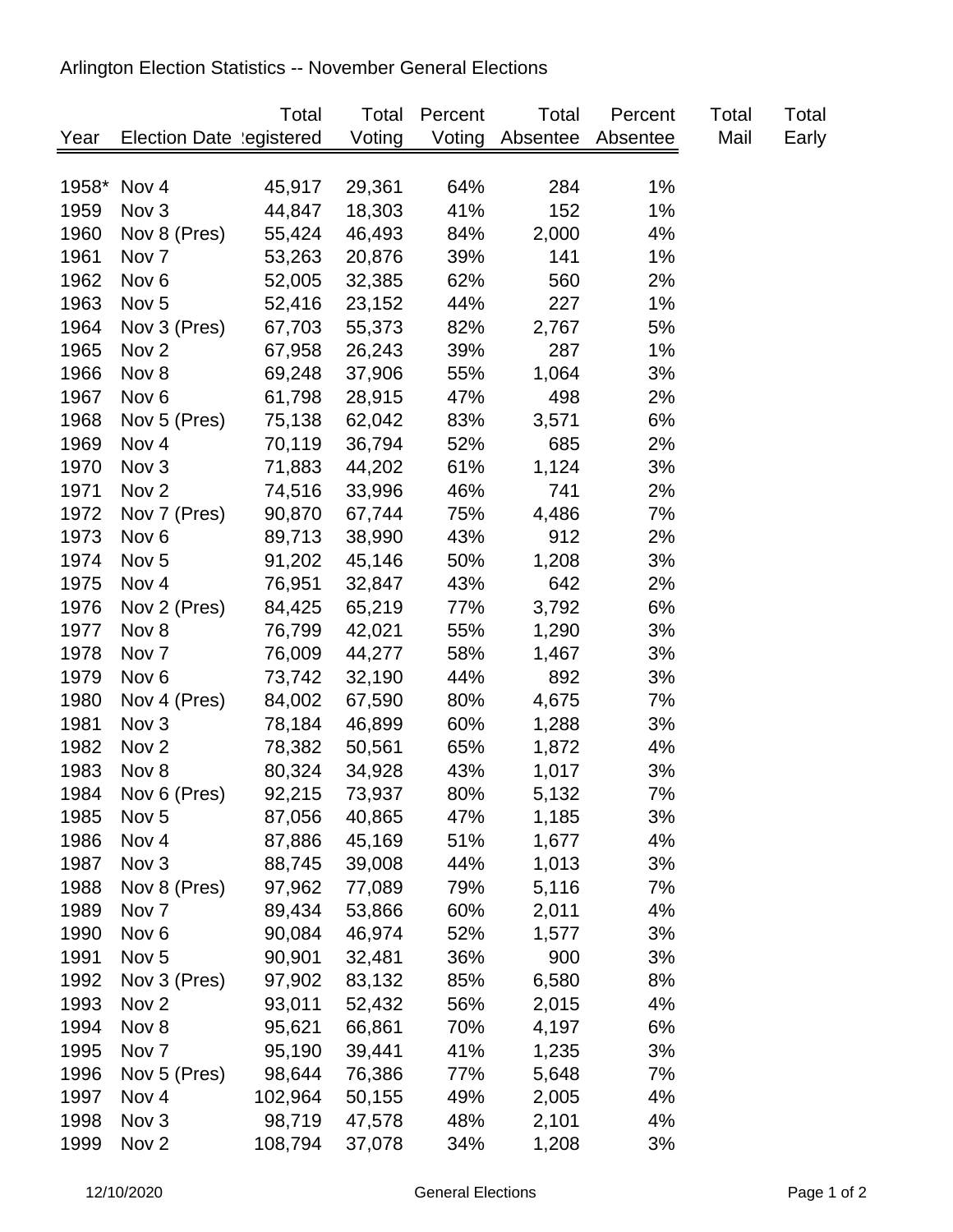Arlington Election Statistics -- November General Elections

| Year | Election Date | Total Registered | Total Voting | Percent Voting | Total Absentee | Percent Absentee | Total Mail | Total Early |
|---|---|---|---|---|---|---|---|---|
| 1958* | Nov 4 | 45,917 | 29,361 | 64% | 284 | 1% | | |
| 1959 | Nov 3 | 44,847 | 18,303 | 41% | 152 | 1% | | |
| 1960 | Nov 8 (Pres) | 55,424 | 46,493 | 84% | 2,000 | 4% | | |
| 1961 | Nov 7 | 53,263 | 20,876 | 39% | 141 | 1% | | |
| 1962 | Nov 6 | 52,005 | 32,385 | 62% | 560 | 2% | | |
| 1963 | Nov 5 | 52,416 | 23,152 | 44% | 227 | 1% | | |
| 1964 | Nov 3 (Pres) | 67,703 | 55,373 | 82% | 2,767 | 5% | | |
| 1965 | Nov 2 | 67,958 | 26,243 | 39% | 287 | 1% | | |
| 1966 | Nov 8 | 69,248 | 37,906 | 55% | 1,064 | 3% | | |
| 1967 | Nov 6 | 61,798 | 28,915 | 47% | 498 | 2% | | |
| 1968 | Nov 5 (Pres) | 75,138 | 62,042 | 83% | 3,571 | 6% | | |
| 1969 | Nov 4 | 70,119 | 36,794 | 52% | 685 | 2% | | |
| 1970 | Nov 3 | 71,883 | 44,202 | 61% | 1,124 | 3% | | |
| 1971 | Nov 2 | 74,516 | 33,996 | 46% | 741 | 2% | | |
| 1972 | Nov 7 (Pres) | 90,870 | 67,744 | 75% | 4,486 | 7% | | |
| 1973 | Nov 6 | 89,713 | 38,990 | 43% | 912 | 2% | | |
| 1974 | Nov 5 | 91,202 | 45,146 | 50% | 1,208 | 3% | | |
| 1975 | Nov 4 | 76,951 | 32,847 | 43% | 642 | 2% | | |
| 1976 | Nov 2 (Pres) | 84,425 | 65,219 | 77% | 3,792 | 6% | | |
| 1977 | Nov 8 | 76,799 | 42,021 | 55% | 1,290 | 3% | | |
| 1978 | Nov 7 | 76,009 | 44,277 | 58% | 1,467 | 3% | | |
| 1979 | Nov 6 | 73,742 | 32,190 | 44% | 892 | 3% | | |
| 1980 | Nov 4 (Pres) | 84,002 | 67,590 | 80% | 4,675 | 7% | | |
| 1981 | Nov 3 | 78,184 | 46,899 | 60% | 1,288 | 3% | | |
| 1982 | Nov 2 | 78,382 | 50,561 | 65% | 1,872 | 4% | | |
| 1983 | Nov 8 | 80,324 | 34,928 | 43% | 1,017 | 3% | | |
| 1984 | Nov 6 (Pres) | 92,215 | 73,937 | 80% | 5,132 | 7% | | |
| 1985 | Nov 5 | 87,056 | 40,865 | 47% | 1,185 | 3% | | |
| 1986 | Nov 4 | 87,886 | 45,169 | 51% | 1,677 | 4% | | |
| 1987 | Nov 3 | 88,745 | 39,008 | 44% | 1,013 | 3% | | |
| 1988 | Nov 8 (Pres) | 97,962 | 77,089 | 79% | 5,116 | 7% | | |
| 1989 | Nov 7 | 89,434 | 53,866 | 60% | 2,011 | 4% | | |
| 1990 | Nov 6 | 90,084 | 46,974 | 52% | 1,577 | 3% | | |
| 1991 | Nov 5 | 90,901 | 32,481 | 36% | 900 | 3% | | |
| 1992 | Nov 3 (Pres) | 97,902 | 83,132 | 85% | 6,580 | 8% | | |
| 1993 | Nov 2 | 93,011 | 52,432 | 56% | 2,015 | 4% | | |
| 1994 | Nov 8 | 95,621 | 66,861 | 70% | 4,197 | 6% | | |
| 1995 | Nov 7 | 95,190 | 39,441 | 41% | 1,235 | 3% | | |
| 1996 | Nov 5 (Pres) | 98,644 | 76,386 | 77% | 5,648 | 7% | | |
| 1997 | Nov 4 | 102,964 | 50,155 | 49% | 2,005 | 4% | | |
| 1998 | Nov 3 | 98,719 | 47,578 | 48% | 2,101 | 4% | | |
| 1999 | Nov 2 | 108,794 | 37,078 | 34% | 1,208 | 3% | | |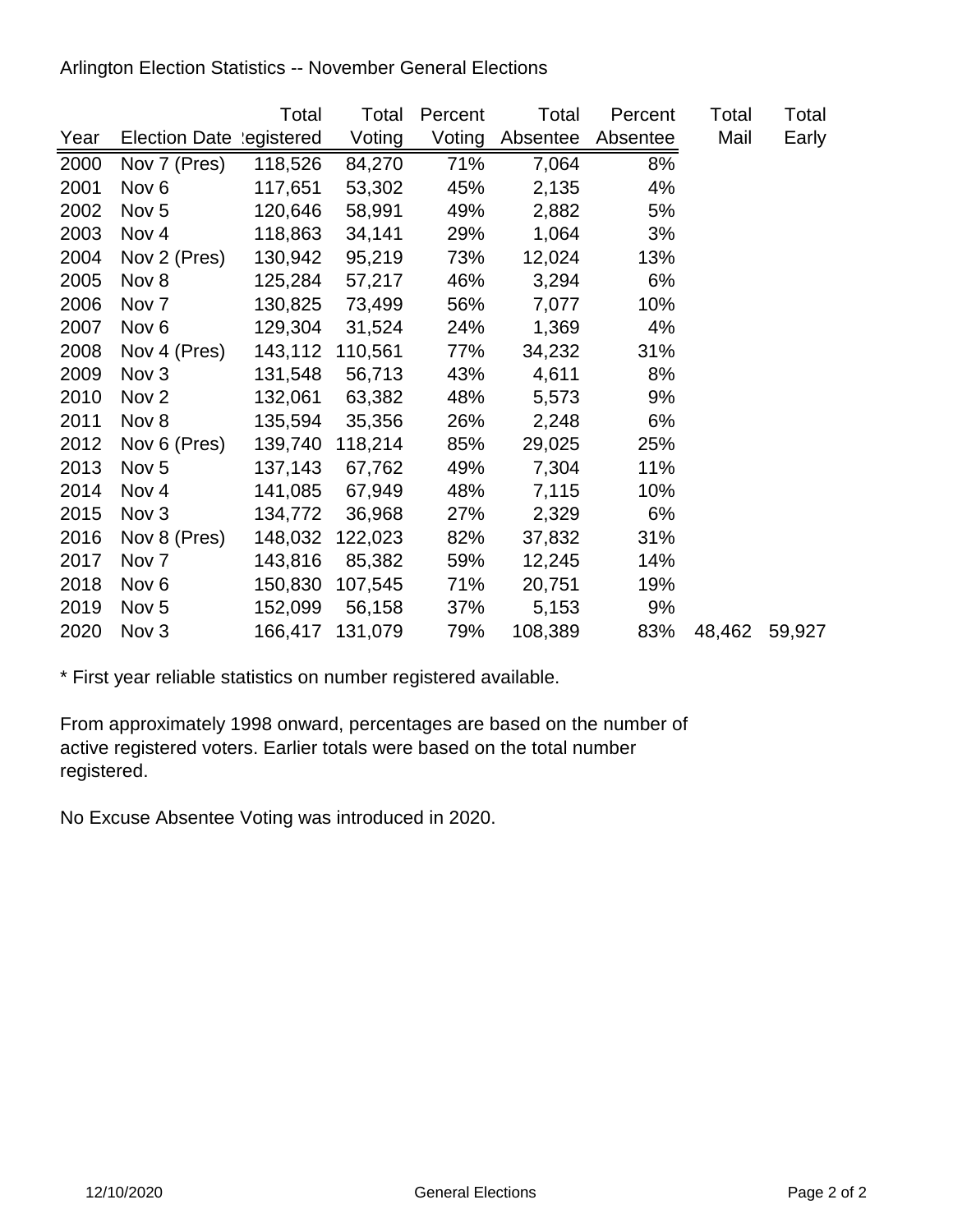Arlington Election Statistics -- November General Elections

| Year | Election Date | Total Registered | Total Voting | Percent Voting | Total Absentee | Percent Absentee | Total Mail | Total Early |
|---|---|---|---|---|---|---|---|---|
| 2000 | Nov 7 (Pres) | 118,526 | 84,270 | 71% | 7,064 | 8% | | |
| 2001 | Nov 6 | 117,651 | 53,302 | 45% | 2,135 | 4% | | |
| 2002 | Nov 5 | 120,646 | 58,991 | 49% | 2,882 | 5% | | |
| 2003 | Nov 4 | 118,863 | 34,141 | 29% | 1,064 | 3% | | |
| 2004 | Nov 2 (Pres) | 130,942 | 95,219 | 73% | 12,024 | 13% | | |
| 2005 | Nov 8 | 125,284 | 57,217 | 46% | 3,294 | 6% | | |
| 2006 | Nov 7 | 130,825 | 73,499 | 56% | 7,077 | 10% | | |
| 2007 | Nov 6 | 129,304 | 31,524 | 24% | 1,369 | 4% | | |
| 2008 | Nov 4 (Pres) | 143,112 | 110,561 | 77% | 34,232 | 31% | | |
| 2009 | Nov 3 | 131,548 | 56,713 | 43% | 4,611 | 8% | | |
| 2010 | Nov 2 | 132,061 | 63,382 | 48% | 5,573 | 9% | | |
| 2011 | Nov 8 | 135,594 | 35,356 | 26% | 2,248 | 6% | | |
| 2012 | Nov 6 (Pres) | 139,740 | 118,214 | 85% | 29,025 | 25% | | |
| 2013 | Nov 5 | 137,143 | 67,762 | 49% | 7,304 | 11% | | |
| 2014 | Nov 4 | 141,085 | 67,949 | 48% | 7,115 | 10% | | |
| 2015 | Nov 3 | 134,772 | 36,968 | 27% | 2,329 | 6% | | |
| 2016 | Nov 8 (Pres) | 148,032 | 122,023 | 82% | 37,832 | 31% | | |
| 2017 | Nov 7 | 143,816 | 85,382 | 59% | 12,245 | 14% | | |
| 2018 | Nov 6 | 150,830 | 107,545 | 71% | 20,751 | 19% | | |
| 2019 | Nov 5 | 152,099 | 56,158 | 37% | 5,153 | 9% | | |
| 2020 | Nov 3 | 166,417 | 131,079 | 79% | 108,389 | 83% | 48,462 | 59,927 |

* First year reliable statistics on number registered available.

From approximately 1998 onward, percentages are based on the number of active registered voters. Earlier totals were based on the total number registered.

No Excuse Absentee Voting was introduced in 2020.